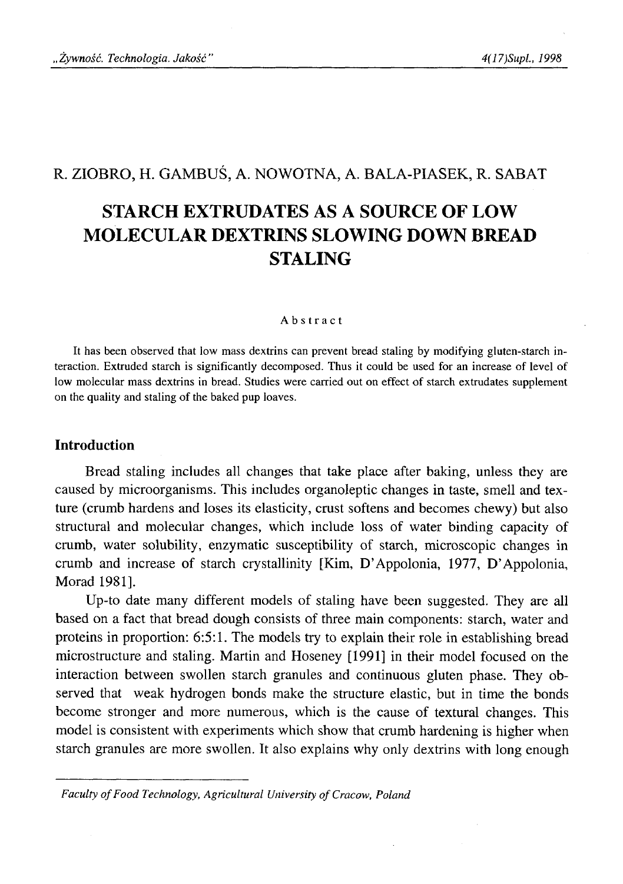R. ZIOBRO, H. GAMBUŚ, A. NOWOTNA, A. BALA-PIASEK, R. SABAT

# STARCH EXTRUDATES AS A SOURCE OF LOW MOLECULAR DEXTRINS SLOWING DOWN BREAD STALING

Abstract

It has been observed that low mass dextrins can prevent bread staling by modifying gluten-starch interaction. Extruded starch is significantly decomposed. Thus it could be used for an increase of level of low molecular mass dextrins in bread. Studies were carried out on effect of starch extrudates supplement on the quality and staling of the baked pup loaves.

## Introduction

Bread staling includes all changes that take place after baking, unless they are caused by microorganisms. This includes organoleptic changes in taste, smell and texture (crumb hardens and loses its elasticity, crust softens and becomes chewy) but also structural and molecular changes, which include loss of water binding capacity of crumb, water solubility, enzymatic susceptibility of starch, microscopic changes in crumb and increase of starch crystallinity [Kim, D'Appolonia, 1977, D'Appolonia, Morad 1981].

Up-to date many different models of staling have been suggested. They are all based on a fact that bread dough consists of three main components: starch, water and proteins in proportion: 6:5:1. The models try to explain their role in establishing bread microstructure and staling. Martin and Hoseney [1991] in their model focused on the interaction between swollen starch granules and continuous gluten phase. They observed that weak hydrogen bonds make the structure elastic, but in time the bonds become stronger and more numerous, which is the cause of textural changes. This model is consistent with experiments which show that crumb hardening is higher when starch granules are more swollen. It also explains why only dextrins with long enough

*Faculty of Food Technology, Agricultural University of Cracow, Poland*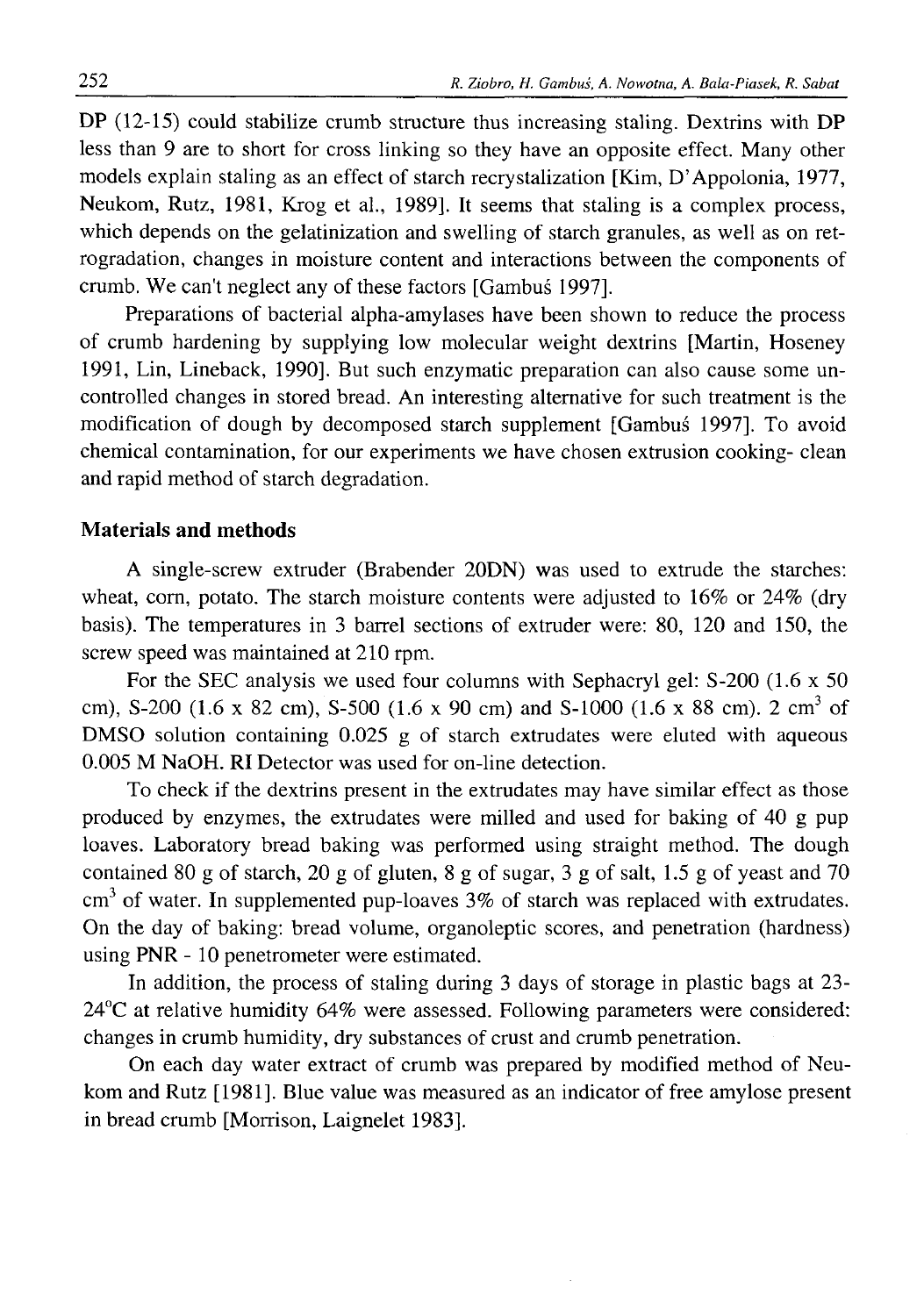DP (12-15) could stabilize crumb structure thus increasing staling. Dextrins with DP less than 9 are to short for cross linking so they have an opposite effect. Many other models explain staling as an effect of starch recrystalization [Kim, D'Appolonia, 1977, Neukom, Rutz, 1981, Krog et al., 1989]. It seems that staling is a complex process, which depends on the gelatinization and swelling of starch granules, as well as on retrogradation, changes in moisture content and interactions between the components of crumb. We can't neglect any of these factors [Gambuś 1997].

Preparations of bacterial alpha-amylases have been shown to reduce the process of crumb hardening by supplying low molecular weight dextrins [Martin, Hoseney 1991, Lin, Lineback, 1990]. But such enzymatic preparation can also cause some uncontrolled changes in stored bread. An interesting alternative for such treatment is the modification of dough by decomposed starch supplement [Gambuś 1997]. To avoid chemical contamination, for our experiments we have chosen extrusion cooking- clean and rapid method of starch degradation.

## Materials and methods

A single-screw extruder (Brabender 20DN) was used to extrude the starches: wheat, corn, potato. The starch moisture contents were adjusted to 16% or 24% (dry basis). The temperatures in 3 barrel sections of extruder were: 80, 120 and 150, the screw speed was maintained at 210 rpm.

For the SEC analysis we used four columns with Sephacryl gel: S-200 (1.6 x 50 cm), S-200 (1.6 x 82 cm), S-500 (1.6 x 90 cm) and S-1000 (1.6 x 88 cm). 2 $cm^3$ of DMSO solution containing 0.025 g of starch extrudates were eluted with aqueous 0.005 M NaOH. RI Detector was used for on-line detection.

To check if the dextrins present in the extrudates may have similar effect as those produced by enzymes, the extrudates were milled and used for baking of 40 g pup loaves. Laboratory bread baking was performed using straight method. The dough contained 80 g of starch, 20 g of gluten, 8 g of sugar, 3 g of salt, 1.5 g of yeast and 70 $cm^3$ of water. In supplemented pup-loaves 3% of starch was replaced with extrudates. On the day of baking: bread volume, organoleptic scores, and penetration (hardness) using PNR - 10 penetrometer were estimated.

In addition, the process of staling during 3 days of storage in plastic bags at 23-24°C at relative humidity 64% were assessed. Following parameters were considered: changes in crumb humidity, dry substances of crust and crumb penetration.

On each day water extract of crumb was prepared by modified method of Neukom and Rutz [1981]. Blue value was measured as an indicator of free amylose present in bread crumb [Morrison, Laignelet 1983].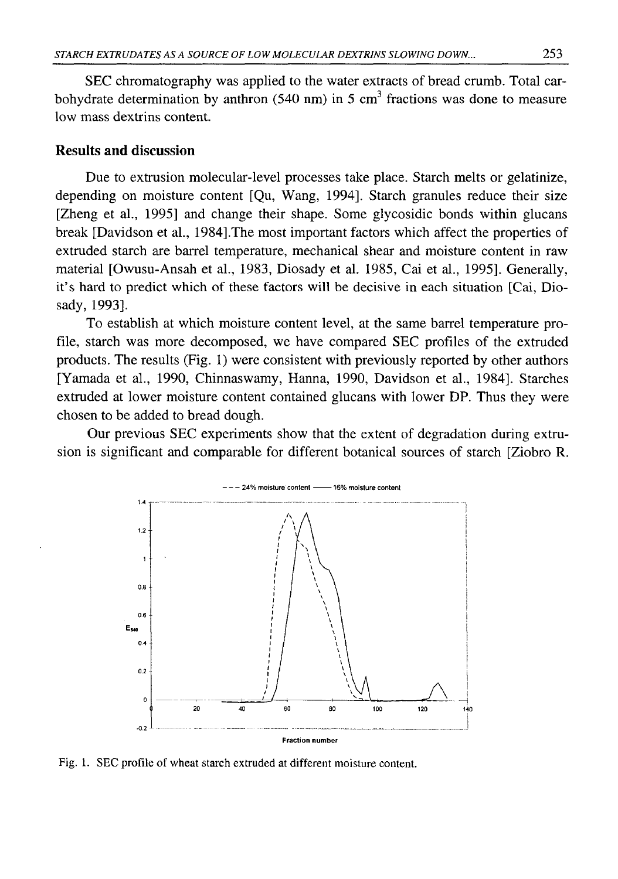SEC chromatography was applied to the water extracts of bread crumb. Total carbohydrate determination by anthron (540 nm) in 5 $cm^3$ fractions was done to measure low mass dextrins content.

## Results and discussion

Due to extrusion molecular-level processes take place. Starch melts or gelatinize, depending on moisture content [Qu, Wang, 1994]. Starch granules reduce their size [Zheng et al., 1995] and change their shape. Some glycosidic bonds within glucans break [Davidson et al., 1984].The most important factors which affect the properties of extruded starch are barrel temperature, mechanical shear and moisture content in raw material [Owusu-Ansah et al., 1983, Diosady et al. 1985, Cai et al., 1995]. Generally, it's hard to predict which of these factors will be decisive in each situation [Cai, Diosady, 1993].

To establish at which moisture content level, at the same barrel temperature profile, starch was more decomposed, we have compared SEC profiles of the extruded products. The results (Fig. 1) were consistent with previously reported by other authors [Yamada et al., 1990, Chinnaswamy, Hanna, 1990, Davidson et al., 1984]. Starches extruded at lower moisture content contained glucans with lower DP. Thus they were chosen to be added to bread dough.

Our previous SEC experiments show that the extent of degradation during extrusion is significant and comparable for different botanical sources of starch [Ziobro R.

Fig. 1. SEC profile of wheat starch extruded at different moisture content.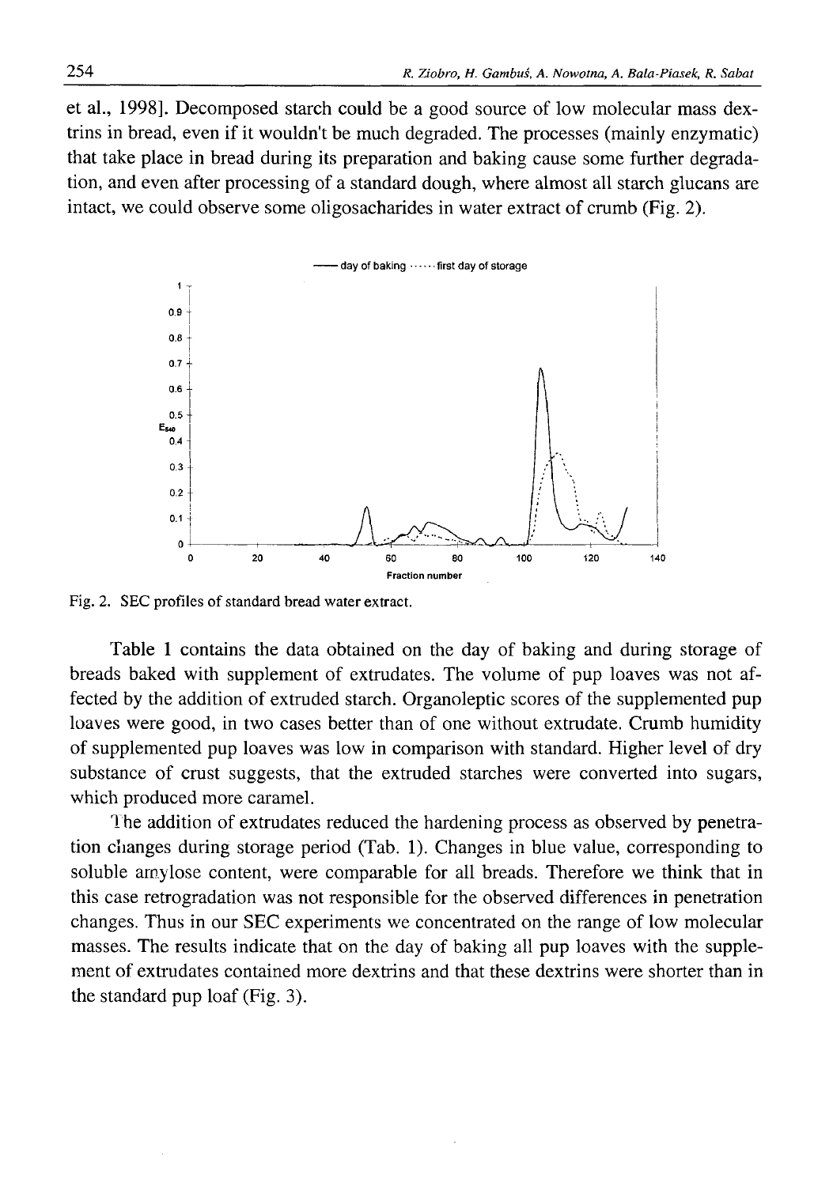et al., 1998]. Decomposed starch could be a good source of low molecular mass dextrins in bread, even if it wouldn't be much degraded. The processes (mainly enzymatic) that take place in bread during its preparation and baking cause some further degradation, and even after processing of a standard dough, where almost all starch glucans are intact, we could observe some oligosacharides in water extract of crumb (Fig. 2).

Fig. 2. SEC profiles of standard bread water extract.

Table 1 contains the data obtained on the day of baking and during storage of breads baked with supplement of extrudates. The volume of pup loaves was not affected by the addition of extruded starch. Organoleptic scores of the supplemented pup loaves were good, in two cases better than of one without extrudate. Crumb humidity of supplemented pup loaves was low in comparison with standard. Higher level of dry substance of crust suggests, that the extruded starches were converted into sugars, which produced more caramel.

The addition of extrudates reduced the hardening process as observed by penetration changes during storage period (Tab. 1). Changes in blue value, corresponding to soluble amylose content, were comparable for all breads. Therefore we think that in this case retrogradation was not responsible for the observed differences in penetration changes. Thus in our SEC experiments we concentrated on the range of low molecular masses. The results indicate that on the day of baking all pup loaves with the supplement of extrudates contained more dextrins and that these dextrins were shorter than in the standard pup loaf (Fig. 3).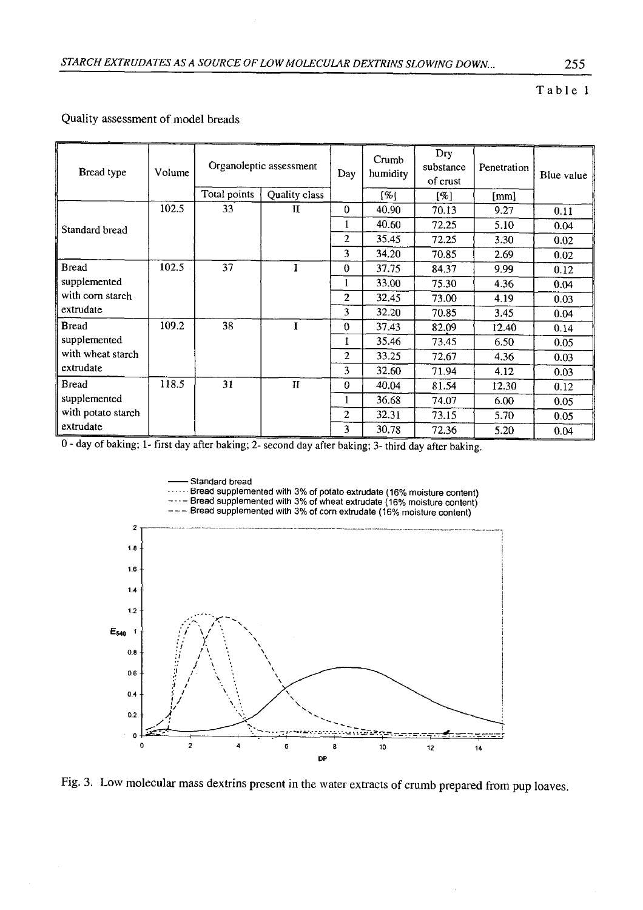Table 1

Quality assessment of model breads

| Bread type | Volume | Organoleptic assessment | | Day | Crumb humidity | Dry substance of crust | Penetration | Blue value |
|---|---|---|---|---|---|---|---|---|
| | | Total points | Quality class | | [%] | [%] | [mm] | |
| Standard bread | 102.5 | 33 | II | 0 | 40.90 | 70.13 | 9.27 | 0.11 |
| | | | | 1 | 40.60 | 72.25 | 5.10 | 0.04 |
| | | | | 2 | 35.45 | 72.25 | 3.30 | 0.02 |
| | | | | 3 | 34.20 | 70.85 | 2.69 | 0.02 |
| Bread supplemented with corn starch extrudate | 102.5 | 37 | I | 0 | 37.75 | 84.37 | 9.99 | 0.12 |
| | | | | 1 | 33.00 | 75.30 | 4.36 | 0.04 |
| | | | | 2 | 32.45 | 73.00 | 4.19 | 0.03 |
| | | | | 3 | 32.20 | 70.85 | 3.45 | 0.04 |
| Bread supplemented with wheat starch extrudate | 109.2 | 38 | I | 0 | 37.43 | 82.09 | 12.40 | 0.14 |
| | | | | 1 | 35.46 | 73.45 | 6.50 | 0.05 |
| | | | | 2 | 33.25 | 72.67 | 4.36 | 0.03 |
| | | | | 3 | 32.60 | 71.94 | 4.12 | 0.03 |
| Bread supplemented with potato starch extrudate | 118.5 | 31 | II | 0 | 40.04 | 81.54 | 12.30 | 0.12 |
| | | | | 1 | 36.68 | 74.07 | 6.00 | 0.05 |
| | | | | 2 | 32.31 | 73.15 | 5.70 | 0.05 |
| | | | | 3 | 30.78 | 72.36 | 5.20 | 0.04 |

0 - day of baking; 1- first day after baking; 2- second day after baking; 3- third day after baking.

Fig. 3. Low molecular mass dextrins present in the water extracts of crumb prepared from pup loaves.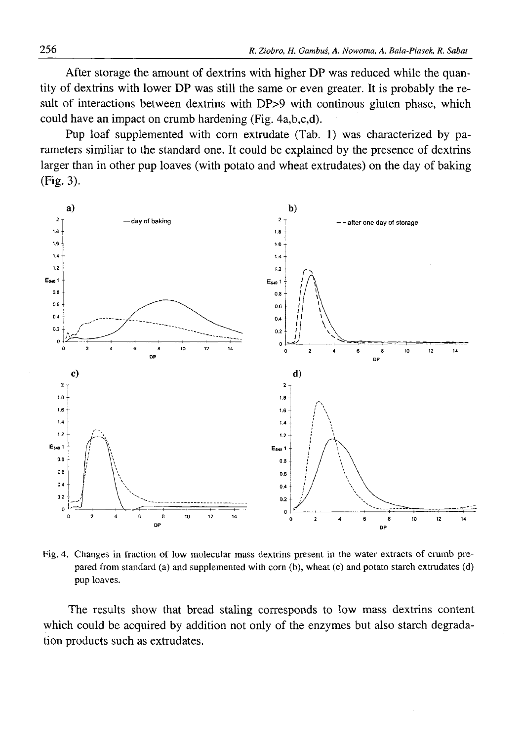After storage the amount of dextrins with higher DP was reduced while the quantity of dextrins with lower DP was still the same or even greater. It is probably the result of interactions between dextrins with DP>9 with continous gluten phase, which could have an impact on crumb hardening (Fig. 4a,b,c,d).

Pup loaf supplemented with corn extrudate (Tab. 1) was characterized by parameters similiar to the standard one. It could be explained by the presence of dextrins larger than in other pup loaves (with potato and wheat extrudates) on the day of baking (Fig. 3).

Fig. 4. Changes in fraction of low molecular mass dextrins present in the water extracts of crumb prepared from standard (a) and supplemented with corn (b), wheat (c) and potato starch extrudates (d) pup loaves.

The results show that bread staling corresponds to low mass dextrins content which could be acquired by addition not only of the enzymes but also starch degradation products such as extrudates.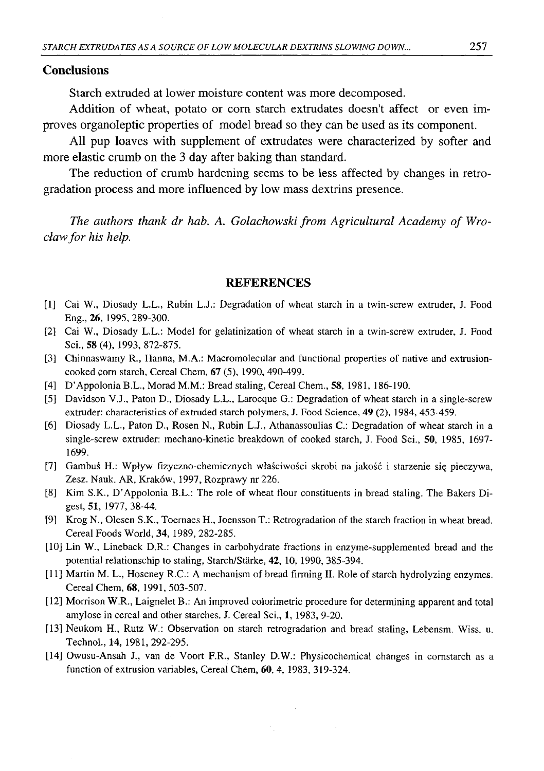## Conclusions

Starch extruded at lower moisture content was more decomposed.

Addition of wheat, potato or corn starch extrudates doesn't affect or even improves organoleptic properties of model bread so they can be used as its component.

All pup loaves with supplement of extrudates were characterized by softer and more elastic crumb on the 3 day after baking than standard.

The reduction of crumb hardening seems to be less affected by changes in retrogradation process and more influenced by low mass dextrins presence.

*The authors thank dr hab. A. Golachowski from Agricultural Academy of Wrocław for his help.*

## REFERENCES

[1] Cai W., Diosady L.L., Rubin L.J.: Degradation of wheat starch in a twin-screw extruder, J. Food Eng., **26**, 1995, 289-300.

[2] Cai W., Diosady L.L.: Model for gelatinization of wheat starch in a twin-screw extruder, J. Food Sci., **58** (4), 1993, 872-875.

[3] Chinnaswamy R., Hanna, M.A.: Macromolecular and functional properties of native and extrusion-cooked corn starch, Cereal Chem, **67** (5), 1990, 490-499.

[4] D'Appolonia B.L., Morad M.M.: Bread staling, Cereal Chem., **58**, 1981, 186-190.

[5] Davidson V.J., Paton D., Diosady L.L., Larocque G.: Degradation of wheat starch in a single-screw extruder: characteristics of extruded starch polymers, J. Food Science, **49** (2), 1984, 453-459.

[6] Diosady L.L., Paton D., Rosen N., Rubin L.J., Athanassoulias C.: Degradation of wheat starch in a single-screw extruder: mechano-kinetic breakdown of cooked starch, J. Food Sci., **50**, 1985, 1697-1699.

[7] Gambuś H.: Wpływ fizyczno-chemicznych właściwości skrobi na jakość i starzenie się pieczywa, Zesz. Nauk. AR, Kraków, 1997, Rozprawy nr 226.

[8] Kim S.K., D'Appolonia B.L.: The role of wheat flour constituents in bread staling. The Bakers Digest, **51**, 1977, 38-44.

[9] Krog N., Olesen S.K., Toernaes H., Joensson T.: Retrogradation of the starch fraction in wheat bread. Cereal Foods World, **34**, 1989, 282-285.

[10] Lin W., Lineback D.R.: Changes in carbohydrate fractions in enzyme-supplemented bread and the potential relationschip to staling, Starch/Stärke, **42**, 10, 1990, 385-394.

[11] Martin M. L., Hoseney R.C.: A mechanism of bread firming II. Role of starch hydrolyzing enzymes. Cereal Chem, **68**, 1991, 503-507.

[12] Morrison W.R., Laignelet B.: An improved colorimetric procedure for determining apparent and total amylose in cereal and other starches. J. Cereal Sci., **1**, 1983, 9-20.

[13] Neukom H., Rutz W.: Observation on starch retrogradation and bread staling, Lebensm. Wiss. u. Technol., **14**, 1981, 292-295.

[14] Owusu-Ansah J., van de Voort F.R., Stanley D.W.: Physicochemical changes in cornstarch as a function of extrusion variables, Cereal Chem, **60**, 4, 1983, 319-324.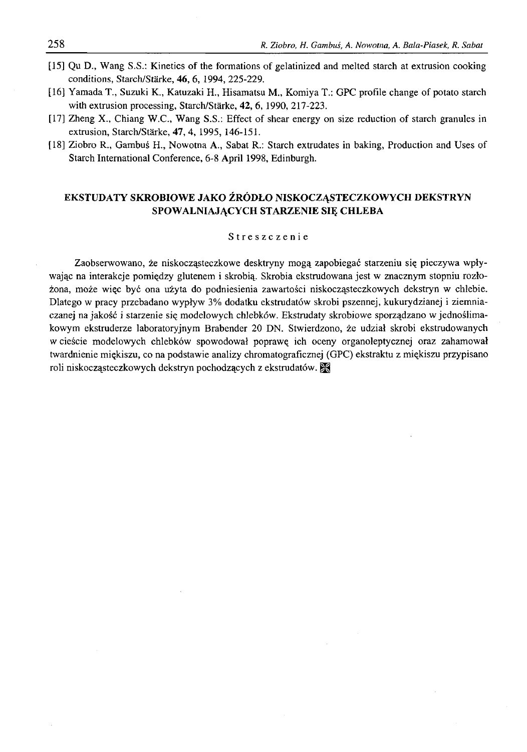[15] Qu D., Wang S.S.: Kinetics of the formations of gelatinized and melted starch at extrusion cooking conditions, Starch/Stärke, **46**, 6, 1994, 225-229.

[16] Yamada T., Suzuki K., Katuzaki H., Hisamatsu M., Komiya T.: GPC profile change of potato starch with extrusion processing, Starch/Stärke, **42**, 6, 1990, 217-223.

[17] Zheng X., Chiang W.C., Wang S.S.: Effect of shear energy on size reduction of starch granules in extrusion, Starch/Stärke, **47**, 4, 1995, 146-151.

[18] Ziobro R., Gambuś H., Nowotna A., Sabat R.: Starch extrudates in baking, Production and Uses of Starch International Conference, 6-8 April 1998, Edinburgh.

## EKSTUDATY SKROBIOWE JAKO ŹRÓDŁO NISKOCZĄSTECZKOWYCH DEKSTRYN SPOWALNIAJĄCYCH STARZENIE SIĘ CHLEBA

### Streszczenie

Zaobserwowano, że niskocząsteczkowe desktryny mogą zapobiegać starzeniu się pieczywa wpływając na interakcje pomiędzy glutenem i skrobią. Skrobia ekstrudowana jest w znacznym stopniu rozłożona, może więc być ona użyta do podniesienia zawartości niskocząsteczkowych dekstryn w chlebie. Dlatego w pracy przebadano wpływ 3% dodatku ekstrudatów skrobi pszennej, kukurydzianej i ziemniaczanej na jakość i starzenie się modelowych chlebków. Ekstrudaty skrobiowe sporządzano w jednoślimakowym ekstruderze laboratoryjnym Brabender 20 DN. Stwierdzono, że udział skrobi ekstrudowanych w cieście modelowych chlebków spowodował poprawę ich oceny organoleptycznej oraz zahamował twardnienie miękiszu, co na podstawie analizy chromatograficznej (GPC) ekstraktu z miękiszu przypisano roli niskocząsteczkowych dekstryn pochodzących z ekstrudatów.